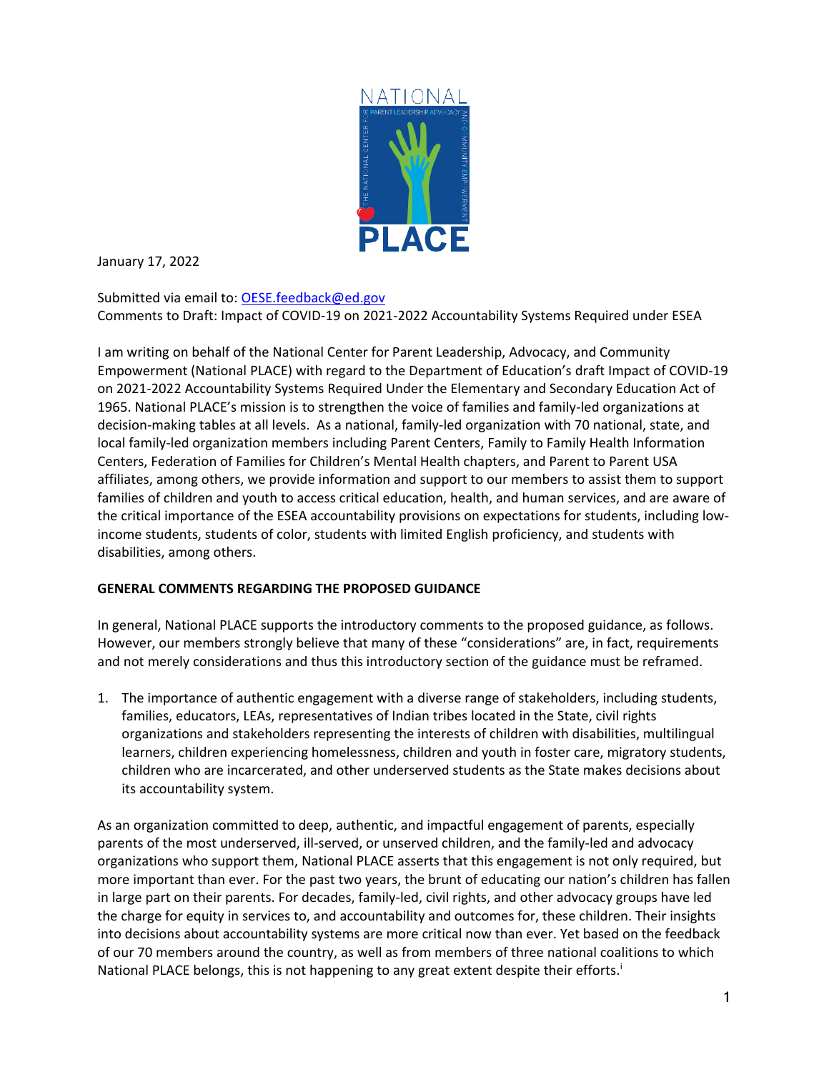January 17, 2022

Submitted via email to: OESE.feedback@ed.gov
Comments to Draft: Impact of COVID-19 on 2021-2022 Accountability Systems Required under ESEA

I am writing on behalf of the National Center for Parent Leadership, Advocacy, and Community Empowerment (National PLACE) with regard to the Department of Education's draft Impact of COVID-19 on 2021-2022 Accountability Systems Required Under the Elementary and Secondary Education Act of 1965. National PLACE's mission is to strengthen the voice of families and family-led organizations at decision-making tables at all levels. As a national, family-led organization with 70 national, state, and local family-led organization members including Parent Centers, Family to Family Health Information Centers, Federation of Families for Children's Mental Health chapters, and Parent to Parent USA affiliates, among others, we provide information and support to our members to assist them to support families of children and youth to access critical education, health, and human services, and are aware of the critical importance of the ESEA accountability provisions on expectations for students, including low-income students, students of color, students with limited English proficiency, and students with disabilities, among others.

**GENERAL COMMENTS REGARDING THE PROPOSED GUIDANCE**

In general, National PLACE supports the introductory comments to the proposed guidance, as follows. However, our members strongly believe that many of these "considerations" are, in fact, requirements and not merely considerations and thus this introductory section of the guidance must be reframed.

1. The importance of authentic engagement with a diverse range of stakeholders, including students, families, educators, LEAs, representatives of Indian tribes located in the State, civil rights organizations and stakeholders representing the interests of children with disabilities, multilingual learners, children experiencing homelessness, children and youth in foster care, migratory students, children who are incarcerated, and other underserved students as the State makes decisions about its accountability system.

As an organization committed to deep, authentic, and impactful engagement of parents, especially parents of the most underserved, ill-served, or unserved children, and the family-led and advocacy organizations who support them, National PLACE asserts that this engagement is not only required, but more important than ever. For the past two years, the brunt of educating our nation's children has fallen in large part on their parents. For decades, family-led, civil rights, and other advocacy groups have led the charge for equity in services to, and accountability and outcomes for, these children. Their insights into decisions about accountability systems are more critical now than ever. Yet based on the feedback of our 70 members around the country, as well as from members of three national coalitions to which National PLACE belongs, this is not happening to any great extent despite their efforts.[i]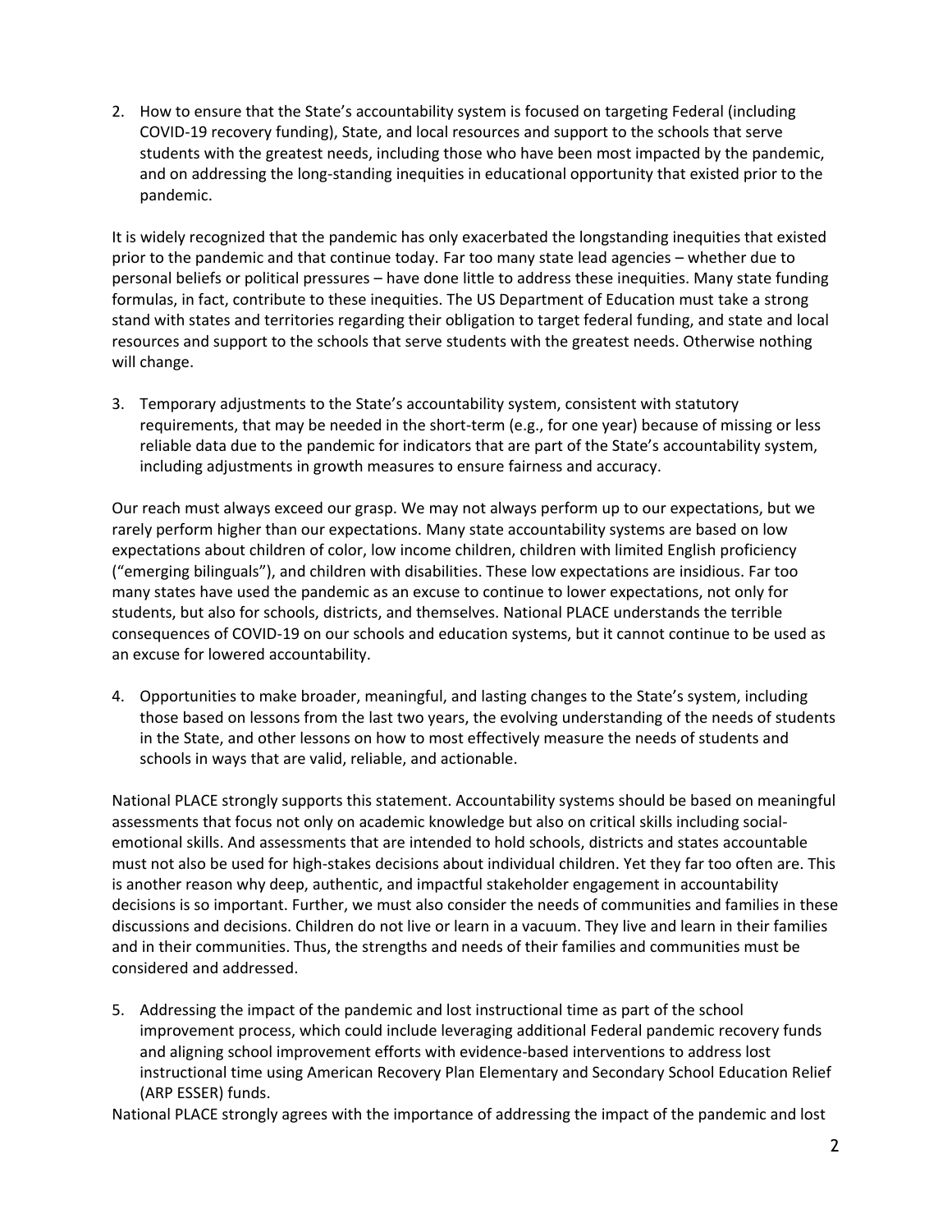2. How to ensure that the State's accountability system is focused on targeting Federal (including COVID-19 recovery funding), State, and local resources and support to the schools that serve students with the greatest needs, including those who have been most impacted by the pandemic, and on addressing the long-standing inequities in educational opportunity that existed prior to the pandemic.

It is widely recognized that the pandemic has only exacerbated the longstanding inequities that existed prior to the pandemic and that continue today. Far too many state lead agencies – whether due to personal beliefs or political pressures – have done little to address these inequities. Many state funding formulas, in fact, contribute to these inequities. The US Department of Education must take a strong stand with states and territories regarding their obligation to target federal funding, and state and local resources and support to the schools that serve students with the greatest needs. Otherwise nothing will change.

3. Temporary adjustments to the State's accountability system, consistent with statutory requirements, that may be needed in the short-term (e.g., for one year) because of missing or less reliable data due to the pandemic for indicators that are part of the State's accountability system, including adjustments in growth measures to ensure fairness and accuracy.

Our reach must always exceed our grasp. We may not always perform up to our expectations, but we rarely perform higher than our expectations. Many state accountability systems are based on low expectations about children of color, low income children, children with limited English proficiency ("emerging bilinguals"), and children with disabilities. These low expectations are insidious. Far too many states have used the pandemic as an excuse to continue to lower expectations, not only for students, but also for schools, districts, and themselves. National PLACE understands the terrible consequences of COVID-19 on our schools and education systems, but it cannot continue to be used as an excuse for lowered accountability.

4. Opportunities to make broader, meaningful, and lasting changes to the State's system, including those based on lessons from the last two years, the evolving understanding of the needs of students in the State, and other lessons on how to most effectively measure the needs of students and schools in ways that are valid, reliable, and actionable.

National PLACE strongly supports this statement. Accountability systems should be based on meaningful assessments that focus not only on academic knowledge but also on critical skills including social-emotional skills. And assessments that are intended to hold schools, districts and states accountable must not also be used for high-stakes decisions about individual children. Yet they far too often are. This is another reason why deep, authentic, and impactful stakeholder engagement in accountability decisions is so important. Further, we must also consider the needs of communities and families in these discussions and decisions. Children do not live or learn in a vacuum. They live and learn in their families and in their communities. Thus, the strengths and needs of their families and communities must be considered and addressed.

5. Addressing the impact of the pandemic and lost instructional time as part of the school improvement process, which could include leveraging additional Federal pandemic recovery funds and aligning school improvement efforts with evidence-based interventions to address lost instructional time using American Recovery Plan Elementary and Secondary School Education Relief (ARP ESSER) funds.

National PLACE strongly agrees with the importance of addressing the impact of the pandemic and lost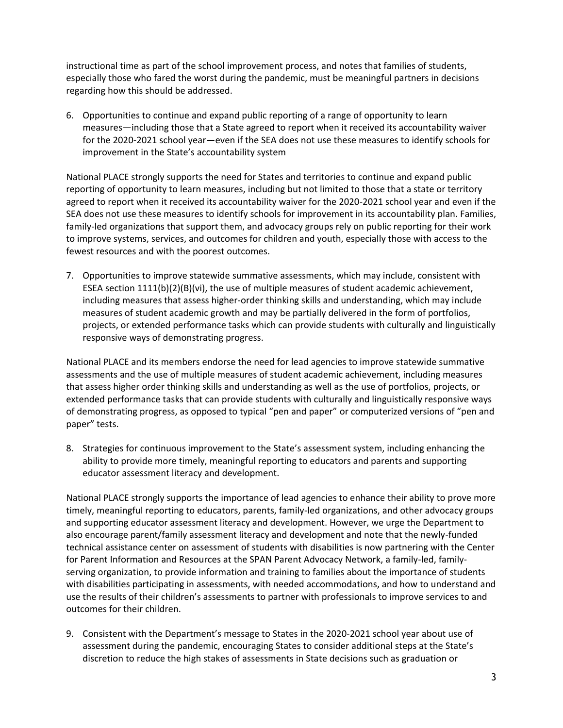instructional time as part of the school improvement process, and notes that families of students, especially those who fared the worst during the pandemic, must be meaningful partners in decisions regarding how this should be addressed.

6. Opportunities to continue and expand public reporting of a range of opportunity to learn measures—including those that a State agreed to report when it received its accountability waiver for the 2020-2021 school year—even if the SEA does not use these measures to identify schools for improvement in the State's accountability system

National PLACE strongly supports the need for States and territories to continue and expand public reporting of opportunity to learn measures, including but not limited to those that a state or territory agreed to report when it received its accountability waiver for the 2020-2021 school year and even if the SEA does not use these measures to identify schools for improvement in its accountability plan. Families, family-led organizations that support them, and advocacy groups rely on public reporting for their work to improve systems, services, and outcomes for children and youth, especially those with access to the fewest resources and with the poorest outcomes.

7. Opportunities to improve statewide summative assessments, which may include, consistent with ESEA section 1111(b)(2)(B)(vi), the use of multiple measures of student academic achievement, including measures that assess higher-order thinking skills and understanding, which may include measures of student academic growth and may be partially delivered in the form of portfolios, projects, or extended performance tasks which can provide students with culturally and linguistically responsive ways of demonstrating progress.

National PLACE and its members endorse the need for lead agencies to improve statewide summative assessments and the use of multiple measures of student academic achievement, including measures that assess higher order thinking skills and understanding as well as the use of portfolios, projects, or extended performance tasks that can provide students with culturally and linguistically responsive ways of demonstrating progress, as opposed to typical "pen and paper" or computerized versions of "pen and paper" tests.

8. Strategies for continuous improvement to the State's assessment system, including enhancing the ability to provide more timely, meaningful reporting to educators and parents and supporting educator assessment literacy and development.

National PLACE strongly supports the importance of lead agencies to enhance their ability to prove more timely, meaningful reporting to educators, parents, family-led organizations, and other advocacy groups and supporting educator assessment literacy and development. However, we urge the Department to also encourage parent/family assessment literacy and development and note that the newly-funded technical assistance center on assessment of students with disabilities is now partnering with the Center for Parent Information and Resources at the SPAN Parent Advocacy Network, a family-led, family-serving organization, to provide information and training to families about the importance of students with disabilities participating in assessments, with needed accommodations, and how to understand and use the results of their children's assessments to partner with professionals to improve services to and outcomes for their children.

9. Consistent with the Department's message to States in the 2020-2021 school year about use of assessment during the pandemic, encouraging States to consider additional steps at the State's discretion to reduce the high stakes of assessments in State decisions such as graduation or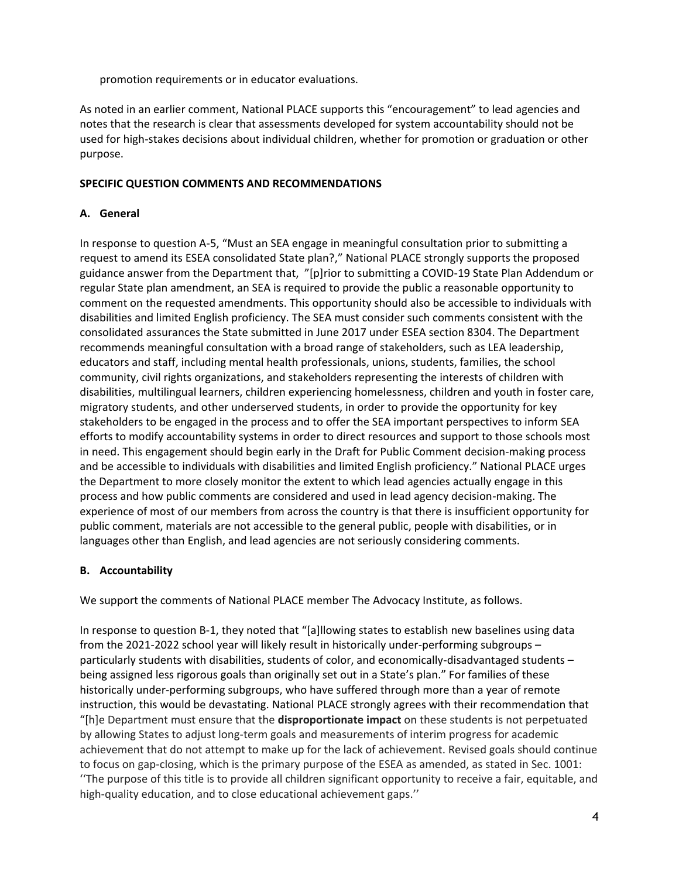promotion requirements or in educator evaluations.

As noted in an earlier comment, National PLACE supports this "encouragement" to lead agencies and notes that the research is clear that assessments developed for system accountability should not be used for high-stakes decisions about individual children, whether for promotion or graduation or other purpose.

**SPECIFIC QUESTION COMMENTS AND RECOMMENDATIONS**

**A. General**

In response to question A-5, "Must an SEA engage in meaningful consultation prior to submitting a request to amend its ESEA consolidated State plan?," National PLACE strongly supports the proposed guidance answer from the Department that, "[p]rior to submitting a COVID-19 State Plan Addendum or regular State plan amendment, an SEA is required to provide the public a reasonable opportunity to comment on the requested amendments. This opportunity should also be accessible to individuals with disabilities and limited English proficiency. The SEA must consider such comments consistent with the consolidated assurances the State submitted in June 2017 under ESEA section 8304. The Department recommends meaningful consultation with a broad range of stakeholders, such as LEA leadership, educators and staff, including mental health professionals, unions, students, families, the school community, civil rights organizations, and stakeholders representing the interests of children with disabilities, multilingual learners, children experiencing homelessness, children and youth in foster care, migratory students, and other underserved students, in order to provide the opportunity for key stakeholders to be engaged in the process and to offer the SEA important perspectives to inform SEA efforts to modify accountability systems in order to direct resources and support to those schools most in need. This engagement should begin early in the Draft for Public Comment decision-making process and be accessible to individuals with disabilities and limited English proficiency." National PLACE urges the Department to more closely monitor the extent to which lead agencies actually engage in this process and how public comments are considered and used in lead agency decision-making. The experience of most of our members from across the country is that there is insufficient opportunity for public comment, materials are not accessible to the general public, people with disabilities, or in languages other than English, and lead agencies are not seriously considering comments.

**B. Accountability**

We support the comments of National PLACE member The Advocacy Institute, as follows.

In response to question B-1, they noted that "[a]llowing states to establish new baselines using data from the 2021-2022 school year will likely result in historically under-performing subgroups – particularly students with disabilities, students of color, and economically-disadvantaged students – being assigned less rigorous goals than originally set out in a State's plan." For families of these historically under-performing subgroups, who have suffered through more than a year of remote instruction, this would be devastating. National PLACE strongly agrees with their recommendation that "[h]e Department must ensure that the **disproportionate impact** on these students is not perpetuated by allowing States to adjust long-term goals and measurements of interim progress for academic achievement that do not attempt to make up for the lack of achievement. Revised goals should continue to focus on gap-closing, which is the primary purpose of the ESEA as amended, as stated in Sec. 1001: ''The purpose of this title is to provide all children significant opportunity to receive a fair, equitable, and high-quality education, and to close educational achievement gaps.''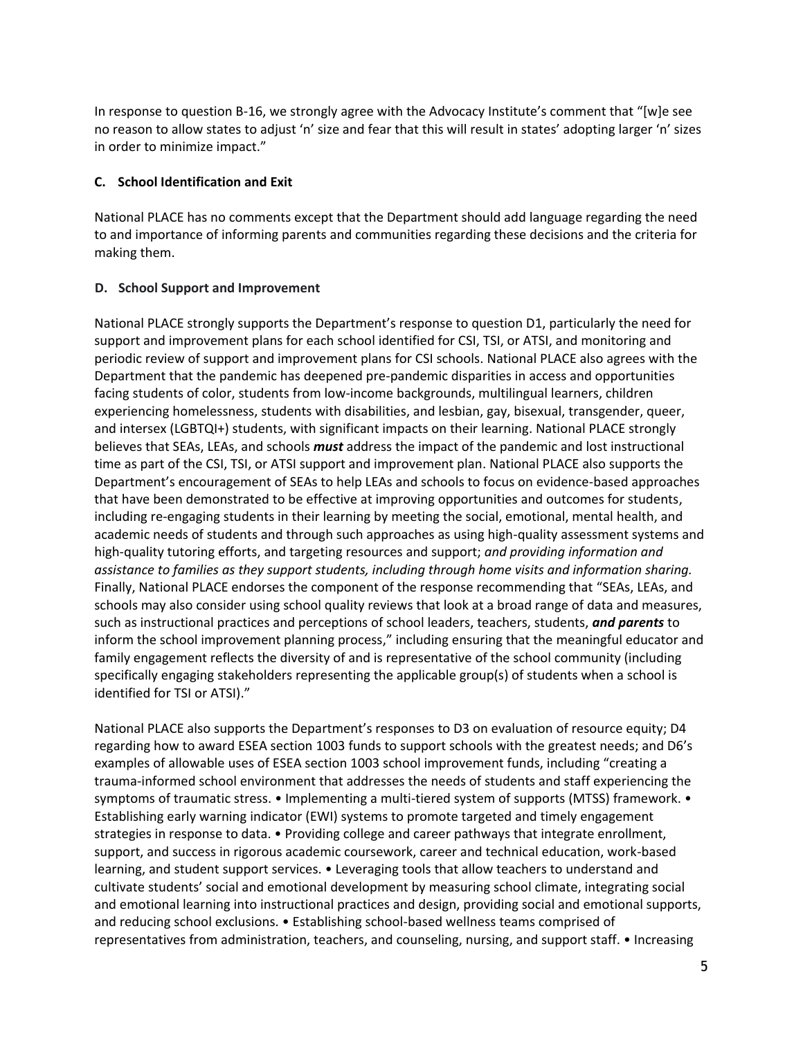In response to question B-16, we strongly agree with the Advocacy Institute's comment that "[w]e see no reason to allow states to adjust 'n' size and fear that this will result in states' adopting larger 'n' sizes in order to minimize impact."

### C. School Identification and Exit

National PLACE has no comments except that the Department should add language regarding the need to and importance of informing parents and communities regarding these decisions and the criteria for making them.

### D. School Support and Improvement

National PLACE strongly supports the Department's response to question D1, particularly the need for support and improvement plans for each school identified for CSI, TSI, or ATSI, and monitoring and periodic review of support and improvement plans for CSI schools. National PLACE also agrees with the Department that the pandemic has deepened pre-pandemic disparities in access and opportunities facing students of color, students from low-income backgrounds, multilingual learners, children experiencing homelessness, students with disabilities, and lesbian, gay, bisexual, transgender, queer, and intersex (LGBTQI+) students, with significant impacts on their learning. National PLACE strongly believes that SEAs, LEAs, and schools ***must*** address the impact of the pandemic and lost instructional time as part of the CSI, TSI, or ATSI support and improvement plan. National PLACE also supports the Department's encouragement of SEAs to help LEAs and schools to focus on evidence-based approaches that have been demonstrated to be effective at improving opportunities and outcomes for students, including re-engaging students in their learning by meeting the social, emotional, mental health, and academic needs of students and through such approaches as using high-quality assessment systems and high-quality tutoring efforts, and targeting resources and support; *and providing information and assistance to families as they support students, including through home visits and information sharing.* Finally, National PLACE endorses the component of the response recommending that "SEAs, LEAs, and schools may also consider using school quality reviews that look at a broad range of data and measures, such as instructional practices and perceptions of school leaders, teachers, students, ***and parents*** to inform the school improvement planning process," including ensuring that the meaningful educator and family engagement reflects the diversity of and is representative of the school community (including specifically engaging stakeholders representing the applicable group(s) of students when a school is identified for TSI or ATSI)."

National PLACE also supports the Department's responses to D3 on evaluation of resource equity; D4 regarding how to award ESEA section 1003 funds to support schools with the greatest needs; and D6's examples of allowable uses of ESEA section 1003 school improvement funds, including "creating a trauma-informed school environment that addresses the needs of students and staff experiencing the symptoms of traumatic stress. • Implementing a multi-tiered system of supports (MTSS) framework. • Establishing early warning indicator (EWI) systems to promote targeted and timely engagement strategies in response to data. • Providing college and career pathways that integrate enrollment, support, and success in rigorous academic coursework, career and technical education, work-based learning, and student support services. • Leveraging tools that allow teachers to understand and cultivate students' social and emotional development by measuring school climate, integrating social and emotional learning into instructional practices and design, providing social and emotional supports, and reducing school exclusions. • Establishing school-based wellness teams comprised of representatives from administration, teachers, and counseling, nursing, and support staff. • Increasing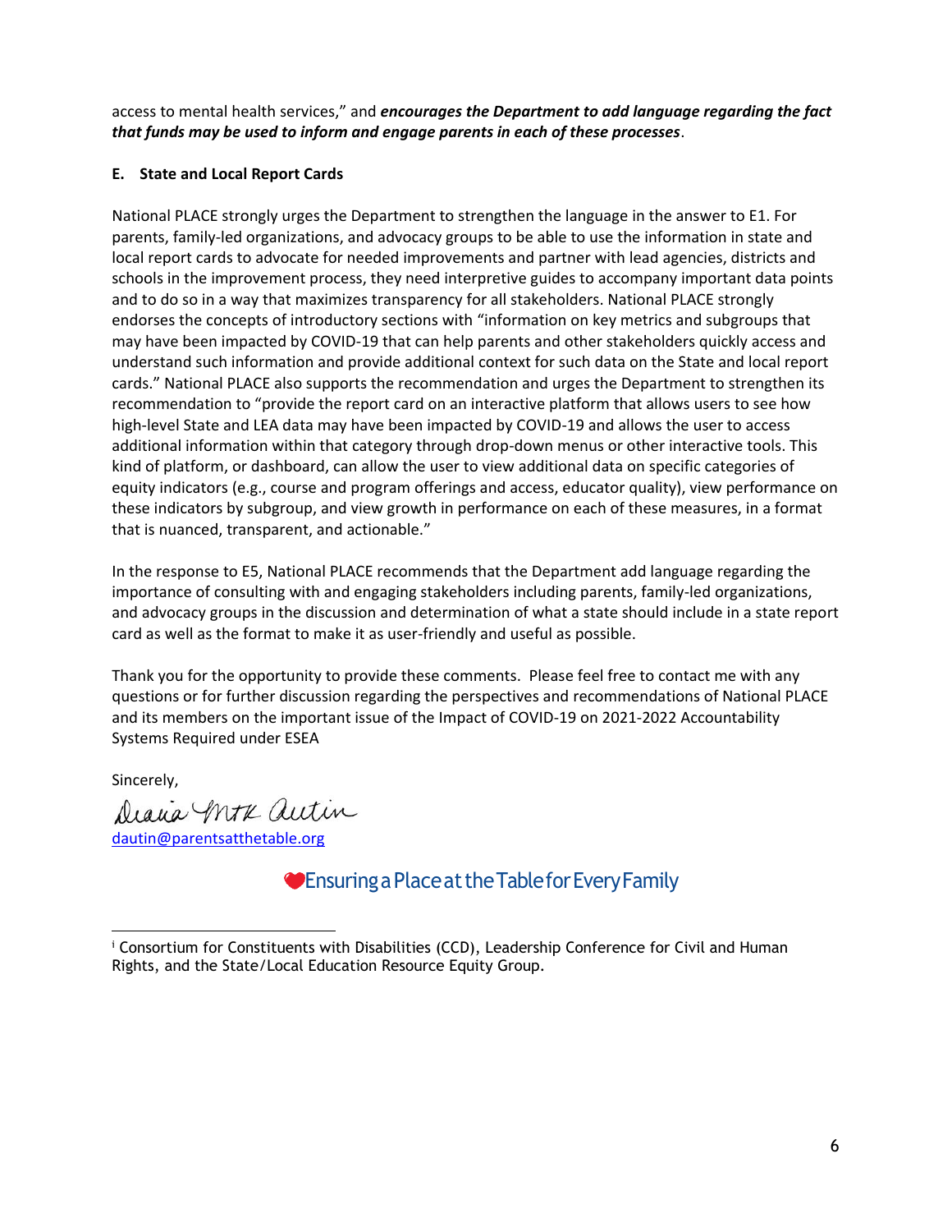access to mental health services," and ***encourages the Department to add language regarding the fact that funds may be used to inform and engage parents in each of these processes***.

**E. State and Local Report Cards**

National PLACE strongly urges the Department to strengthen the language in the answer to E1. For parents, family-led organizations, and advocacy groups to be able to use the information in state and local report cards to advocate for needed improvements and partner with lead agencies, districts and schools in the improvement process, they need interpretive guides to accompany important data points and to do so in a way that maximizes transparency for all stakeholders. National PLACE strongly endorses the concepts of introductory sections with "information on key metrics and subgroups that may have been impacted by COVID-19 that can help parents and other stakeholders quickly access and understand such information and provide additional context for such data on the State and local report cards." National PLACE also supports the recommendation and urges the Department to strengthen its recommendation to "provide the report card on an interactive platform that allows users to see how high-level State and LEA data may have been impacted by COVID-19 and allows the user to access additional information within that category through drop-down menus or other interactive tools. This kind of platform, or dashboard, can allow the user to view additional data on specific categories of equity indicators (e.g., course and program offerings and access, educator quality), view performance on these indicators by subgroup, and view growth in performance on each of these measures, in a format that is nuanced, transparent, and actionable."

In the response to E5, National PLACE recommends that the Department add language regarding the importance of consulting with and engaging stakeholders including parents, family-led organizations, and advocacy groups in the discussion and determination of what a state should include in a state report card as well as the format to make it as user-friendly and useful as possible.

Thank you for the opportunity to provide these comments. Please feel free to contact me with any questions or for further discussion regarding the perspectives and recommendations of National PLACE and its members on the important issue of the Impact of COVID-19 on 2021-2022 Accountability Systems Required under ESEA

Sincerely,

Diana MTK Autin

dautin@parentsatthetable.org

Ensuring a Place at the Table for Every Family

[i] Consortium for Constituents with Disabilities (CCD), Leadership Conference for Civil and Human Rights, and the State/Local Education Resource Equity Group.